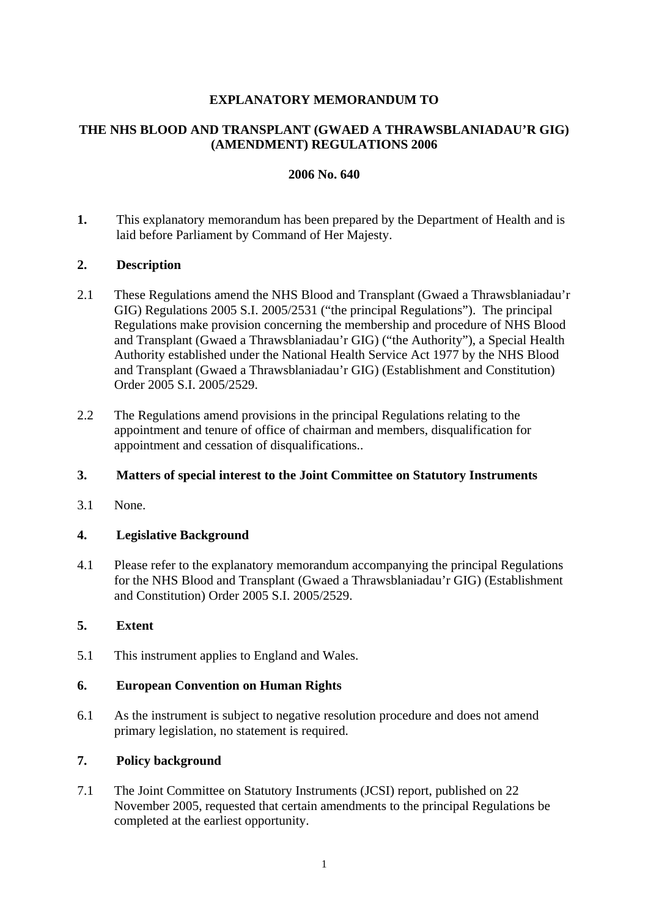**EXPLANATORY MEMORANDUM TO**

**THE NHS BLOOD AND TRANSPLANT (GWAED A THRAWSBLANIADAU'R GIG) (AMENDMENT) REGULATIONS 2006**

**2006 No. 640**

**1.** This explanatory memorandum has been prepared by the Department of Health and is laid before Parliament by Command of Her Majesty.

## 2. Description

2.1 These Regulations amend the NHS Blood and Transplant (Gwaed a Thrawsblaniadau'r GIG) Regulations 2005 S.I. 2005/2531 ("the principal Regulations"). The principal Regulations make provision concerning the membership and procedure of NHS Blood and Transplant (Gwaed a Thrawsblaniadau'r GIG) ("the Authority"), a Special Health Authority established under the National Health Service Act 1977 by the NHS Blood and Transplant (Gwaed a Thrawsblaniadau'r GIG) (Establishment and Constitution) Order 2005 S.I. 2005/2529.

2.2 The Regulations amend provisions in the principal Regulations relating to the appointment and tenure of office of chairman and members, disqualification for appointment and cessation of disqualifications..

## 3. Matters of special interest to the Joint Committee on Statutory Instruments

3.1 None.

## 4. Legislative Background

4.1 Please refer to the explanatory memorandum accompanying the principal Regulations for the NHS Blood and Transplant (Gwaed a Thrawsblaniadau'r GIG) (Establishment and Constitution) Order 2005 S.I. 2005/2529.

## 5. Extent

5.1 This instrument applies to England and Wales.

## 6. European Convention on Human Rights

6.1 As the instrument is subject to negative resolution procedure and does not amend primary legislation, no statement is required.

## 7. Policy background

7.1 The Joint Committee on Statutory Instruments (JCSI) report, published on 22 November 2005, requested that certain amendments to the principal Regulations be completed at the earliest opportunity.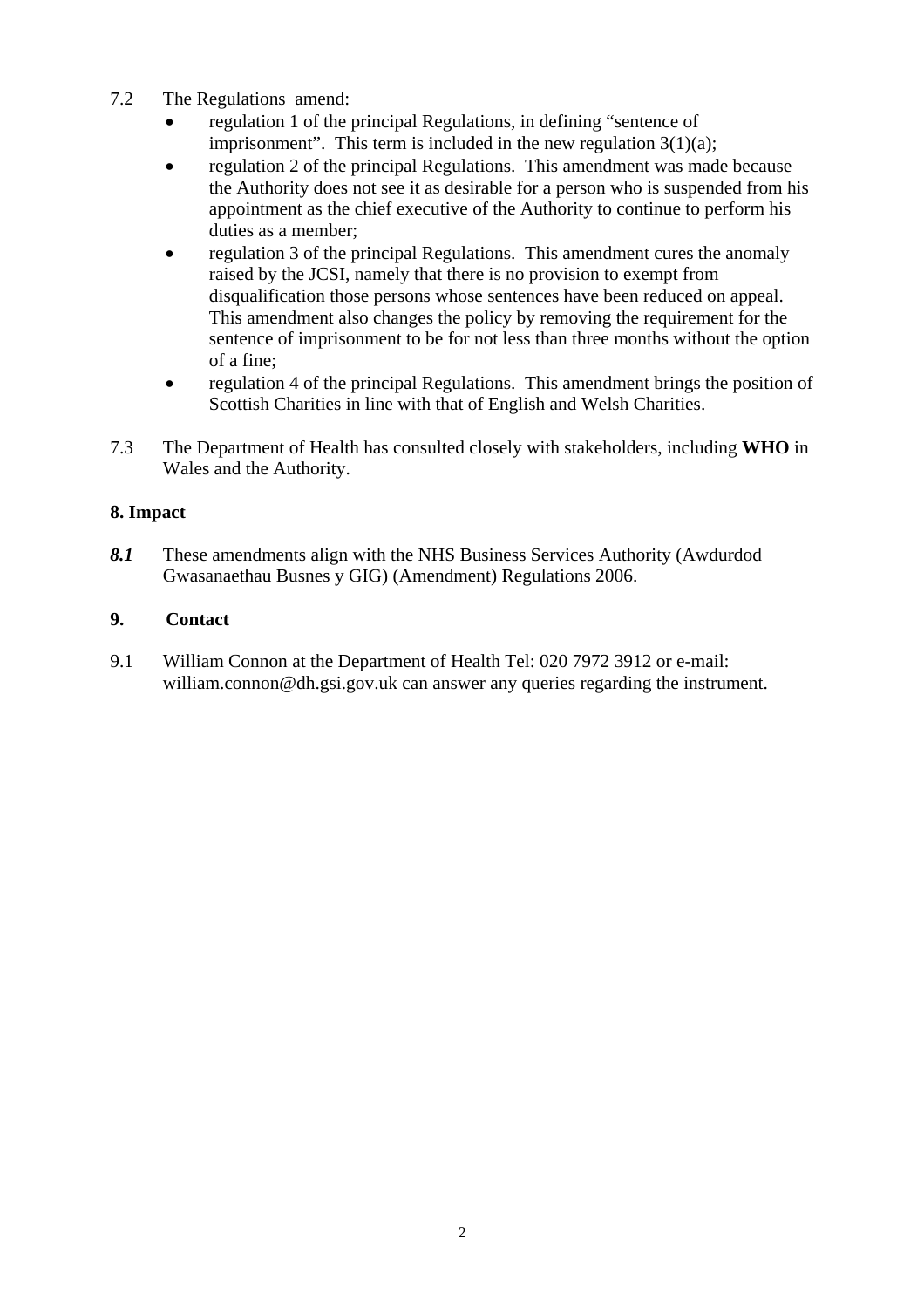7.2 The Regulations amend:

- regulation 1 of the principal Regulations, in defining "sentence of imprisonment". This term is included in the new regulation 3(1)(a);
- regulation 2 of the principal Regulations. This amendment was made because the Authority does not see it as desirable for a person who is suspended from his appointment as the chief executive of the Authority to continue to perform his duties as a member;
- regulation 3 of the principal Regulations. This amendment cures the anomaly raised by the JCSI, namely that there is no provision to exempt from disqualification those persons whose sentences have been reduced on appeal. This amendment also changes the policy by removing the requirement for the sentence of imprisonment to be for not less than three months without the option of a fine;
- regulation 4 of the principal Regulations. This amendment brings the position of Scottish Charities in line with that of English and Welsh Charities.

7.3 The Department of Health has consulted closely with stakeholders, including **WHO** in Wales and the Authority.

**8. Impact**

***8.1*** These amendments align with the NHS Business Services Authority (Awdurdod Gwasanaethau Busnes y GIG) (Amendment) Regulations 2006.

**9. Contact**

9.1 William Connon at the Department of Health Tel: 020 7972 3912 or e-mail: william.connon@dh.gsi.gov.uk can answer any queries regarding the instrument.